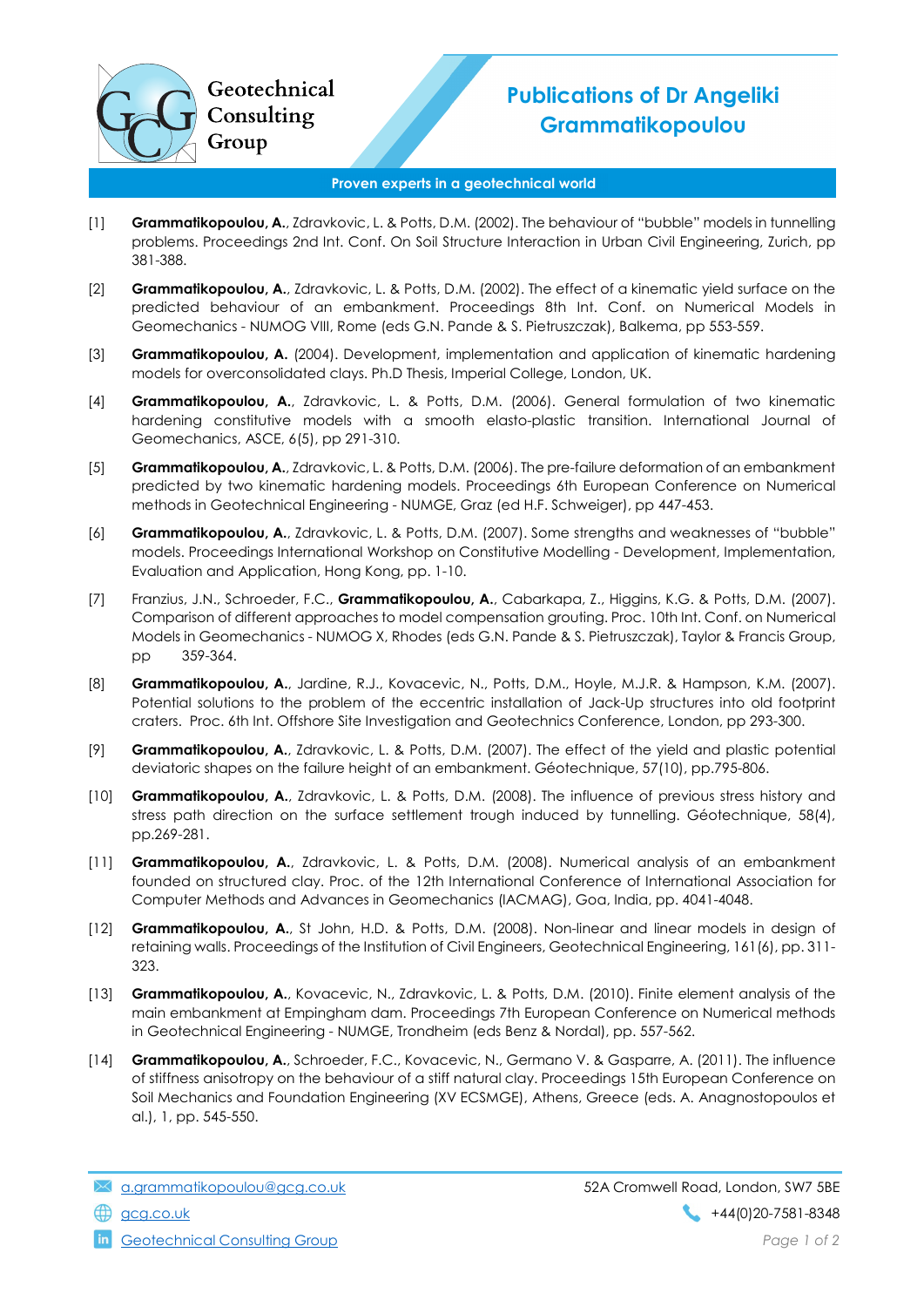Geotechnical Consulting Group

# Publications of Dr Angeliki Grammatikopoulou

**Proven experts in a geotechnical world**

[1] **Grammatikopoulou, A.**, Zdravkovic, L. & Potts, D.M. (2002). The behaviour of "bubble" models in tunnelling problems. Proceedings 2nd Int. Conf. On Soil Structure Interaction in Urban Civil Engineering, Zurich, pp 381-388.

[2] **Grammatikopoulou, A.**, Zdravkovic, L. & Potts, D.M. (2002). The effect of a kinematic yield surface on the predicted behaviour of an embankment. Proceedings 8th Int. Conf. on Numerical Models in Geomechanics - NUMOG VIII, Rome (eds G.N. Pande & S. Pietruszczak), Balkema, pp 553-559.

[3] **Grammatikopoulou, A.** (2004). Development, implementation and application of kinematic hardening models for overconsolidated clays. Ph.D Thesis, Imperial College, London, UK.

[4] **Grammatikopoulou, A.**, Zdravkovic, L. & Potts, D.M. (2006). General formulation of two kinematic hardening constitutive models with a smooth elasto-plastic transition. International Journal of Geomechanics, ASCE, 6(5), pp 291-310.

[5] **Grammatikopoulou, A.**, Zdravkovic, L. & Potts, D.M. (2006). The pre-failure deformation of an embankment predicted by two kinematic hardening models. Proceedings 6th European Conference on Numerical methods in Geotechnical Engineering - NUMGE, Graz (ed H.F. Schweiger), pp 447-453.

[6] **Grammatikopoulou, A.**, Zdravkovic, L. & Potts, D.M. (2007). Some strengths and weaknesses of "bubble" models. Proceedings International Workshop on Constitutive Modelling - Development, Implementation, Evaluation and Application, Hong Kong, pp. 1-10.

[7] Franzius, J.N., Schroeder, F.C., **Grammatikopoulou, A.**, Cabarkapa, Z., Higgins, K.G. & Potts, D.M. (2007). Comparison of different approaches to model compensation grouting. Proc. 10th Int. Conf. on Numerical Models in Geomechanics - NUMOG X, Rhodes (eds G.N. Pande & S. Pietruszczak), Taylor & Francis Group, pp 359-364.

[8] **Grammatikopoulou, A.**, Jardine, R.J., Kovacevic, N., Potts, D.M., Hoyle, M.J.R. & Hampson, K.M. (2007). Potential solutions to the problem of the eccentric installation of Jack-Up structures into old footprint craters. Proc. 6th Int. Offshore Site Investigation and Geotechnics Conference, London, pp 293-300.

[9] **Grammatikopoulou, A.**, Zdravkovic, L. & Potts, D.M. (2007). The effect of the yield and plastic potential deviatoric shapes on the failure height of an embankment. Géotechnique, 57(10), pp.795-806.

[10] **Grammatikopoulou, A.**, Zdravkovic, L. & Potts, D.M. (2008). The influence of previous stress history and stress path direction on the surface settlement trough induced by tunnelling. Géotechnique, 58(4), pp.269-281.

[11] **Grammatikopoulou, A.**, Zdravkovic, L. & Potts, D.M. (2008). Numerical analysis of an embankment founded on structured clay. Proc. of the 12th International Conference of International Association for Computer Methods and Advances in Geomechanics (IACMAG), Goa, India, pp. 4041-4048.

[12] **Grammatikopoulou, A.**, St John, H.D. & Potts, D.M. (2008). Non-linear and linear models in design of retaining walls. Proceedings of the Institution of Civil Engineers, Geotechnical Engineering, 161(6), pp. 311-323.

[13] **Grammatikopoulou, A.**, Kovacevic, N., Zdravkovic, L. & Potts, D.M. (2010). Finite element analysis of the main embankment at Empingham dam. Proceedings 7th European Conference on Numerical methods in Geotechnical Engineering - NUMGE, Trondheim (eds Benz & Nordal), pp. 557-562.

[14] **Grammatikopoulou, A.**, Schroeder, F.C., Kovacevic, N., Germano V. & Gasparre, A. (2011). The influence of stiffness anisotropy on the behaviour of a stiff natural clay. Proceedings 15th European Conference on Soil Mechanics and Foundation Engineering (XV ECSMGE), Athens, Greece (eds. A. Anagnostopoulos et al.), 1, pp. 545-550.

a.grammatikopoulou@gcg.co.uk | 52A Cromwell Road, London, SW7 5BE
gcg.co.uk | +44(0)20-7581-8348
Geotechnical Consulting Group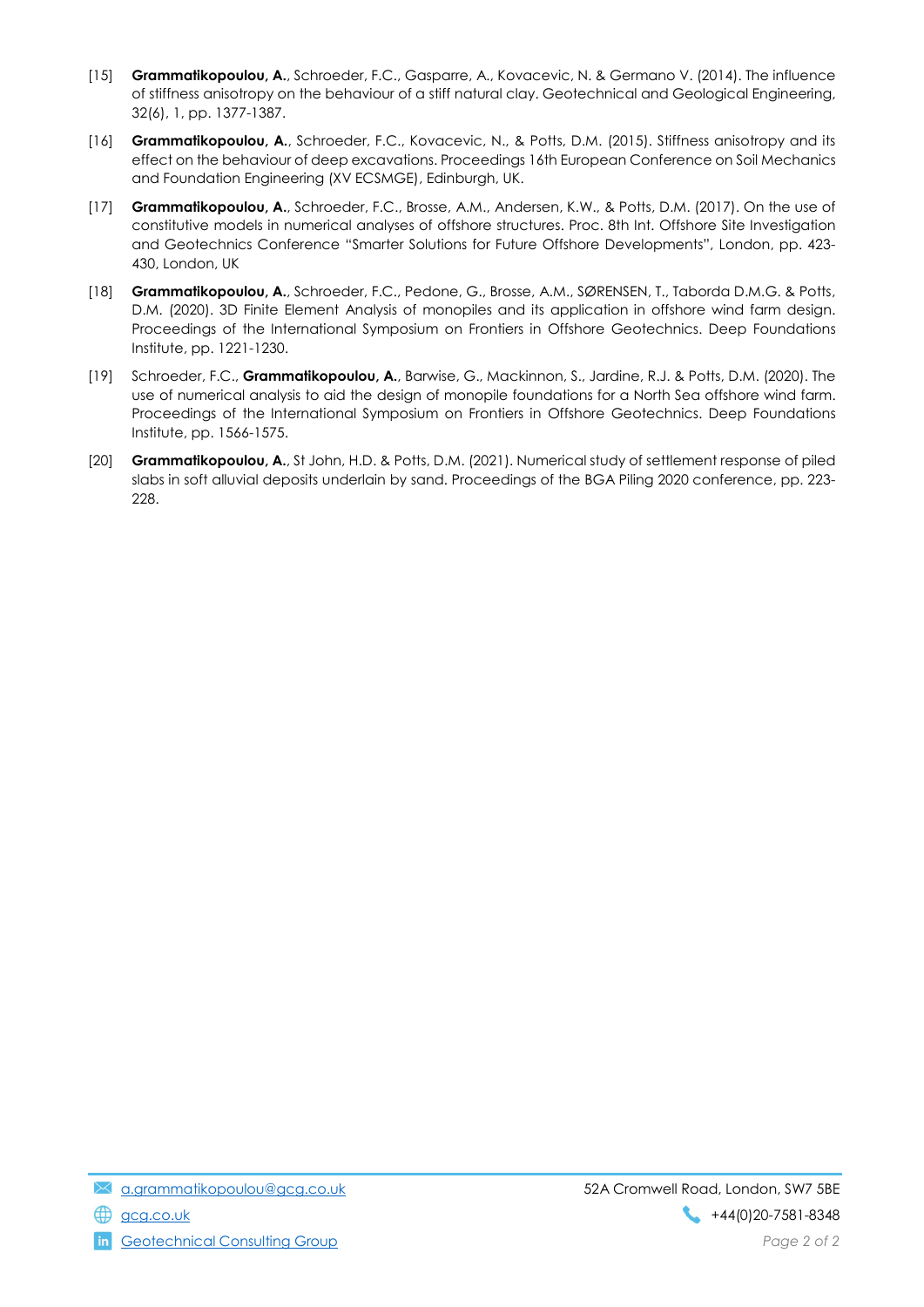[15] **Grammatikopoulou, A.**, Schroeder, F.C., Gasparre, A., Kovacevic, N. & Germano V. (2014). The influence of stiffness anisotropy on the behaviour of a stiff natural clay. Geotechnical and Geological Engineering, 32(6), 1, pp. 1377-1387.

[16] **Grammatikopoulou, A.**, Schroeder, F.C., Kovacevic, N., & Potts, D.M. (2015). Stiffness anisotropy and its effect on the behaviour of deep excavations. Proceedings 16th European Conference on Soil Mechanics and Foundation Engineering (XV ECSMGE), Edinburgh, UK.

[17] **Grammatikopoulou, A.**, Schroeder, F.C., Brosse, A.M., Andersen, K.W., & Potts, D.M. (2017). On the use of constitutive models in numerical analyses of offshore structures. Proc. 8th Int. Offshore Site Investigation and Geotechnics Conference "Smarter Solutions for Future Offshore Developments", London, pp. 423-430, London, UK

[18] **Grammatikopoulou, A.**, Schroeder, F.C., Pedone, G., Brosse, A.M., SØRENSEN, T., Taborda D.M.G. & Potts, D.M. (2020). 3D Finite Element Analysis of monopiles and its application in offshore wind farm design. Proceedings of the International Symposium on Frontiers in Offshore Geotechnics. Deep Foundations Institute, pp. 1221-1230.

[19] Schroeder, F.C., **Grammatikopoulou, A.**, Barwise, G., Mackinnon, S., Jardine, R.J. & Potts, D.M. (2020). The use of numerical analysis to aid the design of monopile foundations for a North Sea offshore wind farm. Proceedings of the International Symposium on Frontiers in Offshore Geotechnics. Deep Foundations Institute, pp. 1566-1575.

[20] **Grammatikopoulou, A.**, St John, H.D. & Potts, D.M. (2021). Numerical study of settlement response of piled slabs in soft alluvial deposits underlain by sand. Proceedings of the BGA Piling 2020 conference, pp. 223-228.